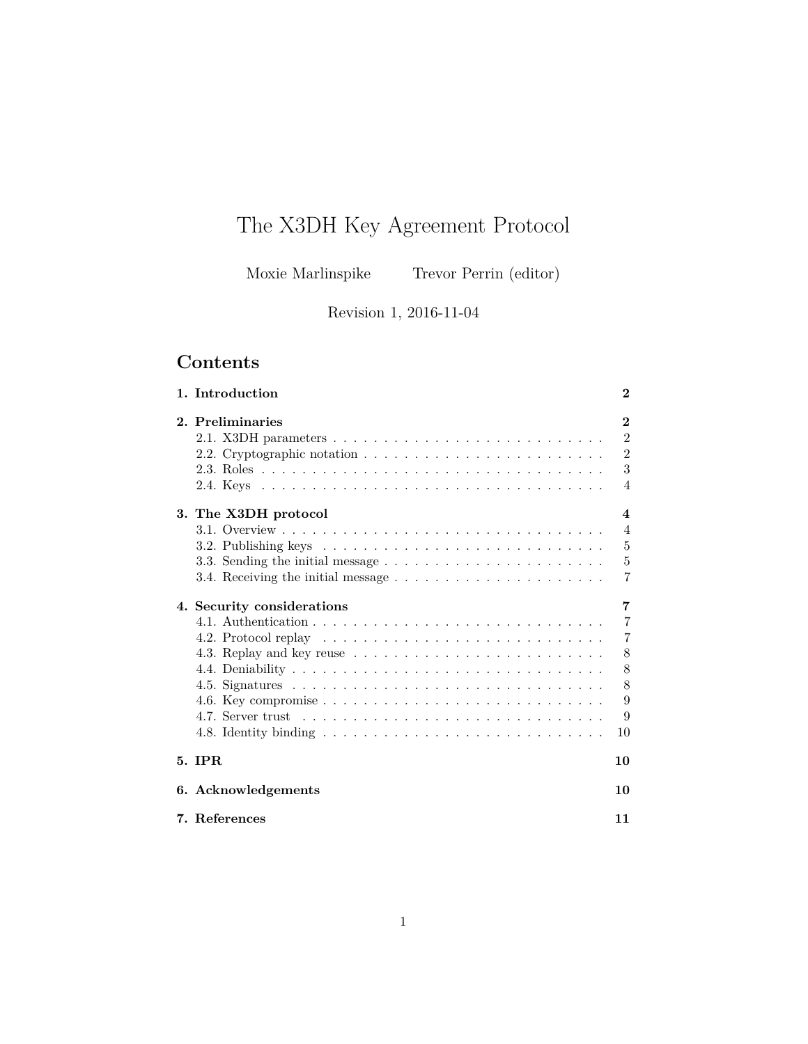# The X3DH Key Agreement Protocol

Moxie Marlinspike          Trevor Perrin (editor)

Revision 1, 2016-11-04

## Contents

**1. Introduction** **2**

**2. Preliminaries** **2**
- 2.1. X3DH parameters . . . . . . . . . . . . . . . . . . . . . . . . . . 2
- 2.2. Cryptographic notation . . . . . . . . . . . . . . . . . . . . . . . 2
- 2.3. Roles . . . . . . . . . . . . . . . . . . . . . . . . . . . . . . . . . 3
- 2.4. Keys . . . . . . . . . . . . . . . . . . . . . . . . . . . . . . . . . 4

**3. The X3DH protocol** **4**
- 3.1. Overview . . . . . . . . . . . . . . . . . . . . . . . . . . . . . . . 4
- 3.2. Publishing keys . . . . . . . . . . . . . . . . . . . . . . . . . . . 5
- 3.3. Sending the initial message . . . . . . . . . . . . . . . . . . . . . 5
- 3.4. Receiving the initial message . . . . . . . . . . . . . . . . . . . . 7

**4. Security considerations** **7**
- 4.1. Authentication . . . . . . . . . . . . . . . . . . . . . . . . . . . . 7
- 4.2. Protocol replay . . . . . . . . . . . . . . . . . . . . . . . . . . . 7
- 4.3. Replay and key reuse . . . . . . . . . . . . . . . . . . . . . . . . 8
- 4.4. Deniability . . . . . . . . . . . . . . . . . . . . . . . . . . . . . . 8
- 4.5. Signatures . . . . . . . . . . . . . . . . . . . . . . . . . . . . . . 8
- 4.6. Key compromise . . . . . . . . . . . . . . . . . . . . . . . . . . . 9
- 4.7. Server trust . . . . . . . . . . . . . . . . . . . . . . . . . . . . . 9
- 4.8. Identity binding . . . . . . . . . . . . . . . . . . . . . . . . . . . 10

**5. IPR** **10**

**6. Acknowledgements** **10**

**7. References** **11**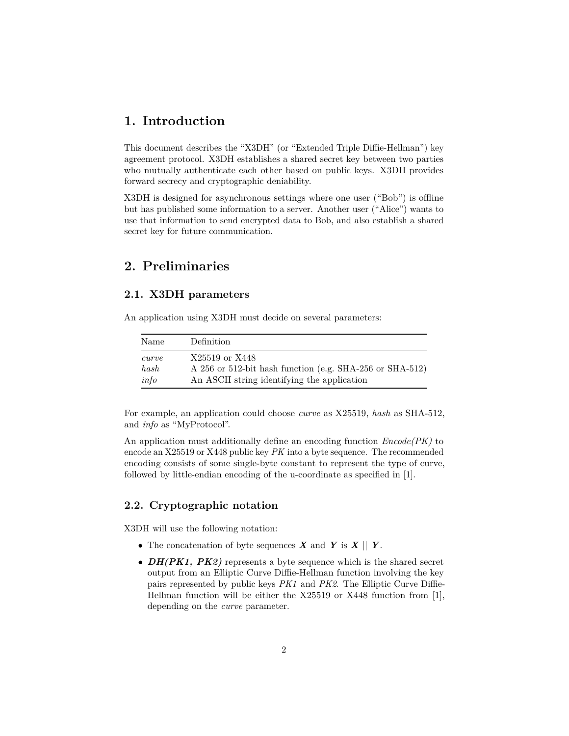# 1. Introduction

This document describes the "X3DH" (or "Extended Triple Diffie-Hellman") key agreement protocol. X3DH establishes a shared secret key between two parties who mutually authenticate each other based on public keys. X3DH provides forward secrecy and cryptographic deniability.

X3DH is designed for asynchronous settings where one user ("Bob") is offline but has published some information to a server. Another user ("Alice") wants to use that information to send encrypted data to Bob, and also establish a shared secret key for future communication.

# 2. Preliminaries

## 2.1. X3DH parameters

An application using X3DH must decide on several parameters:

| Name | Definition |
|---|---|
| *curve* | X25519 or X448 |
| *hash* | A 256 or 512-bit hash function (e.g. SHA-256 or SHA-512) |
| *info* | An ASCII string identifying the application |

For example, an application could choose *curve* as X25519, *hash* as SHA-512, and *info* as "MyProtocol".

An application must additionally define an encoding function *Encode(PK)* to encode an X25519 or X448 public key *PK* into a byte sequence. The recommended encoding consists of some single-byte constant to represent the type of curve, followed by little-endian encoding of the u-coordinate as specified in [1].

## 2.2. Cryptographic notation

X3DH will use the following notation:

- The concatenation of byte sequences ***X*** and ***Y*** is ***X* || *Y***.
- ***DH(PK1, PK2)*** represents a byte sequence which is the shared secret output from an Elliptic Curve Diffie-Hellman function involving the key pairs represented by public keys *PK1* and *PK2*. The Elliptic Curve Diffie-Hellman function will be either the X25519 or X448 function from [1], depending on the *curve* parameter.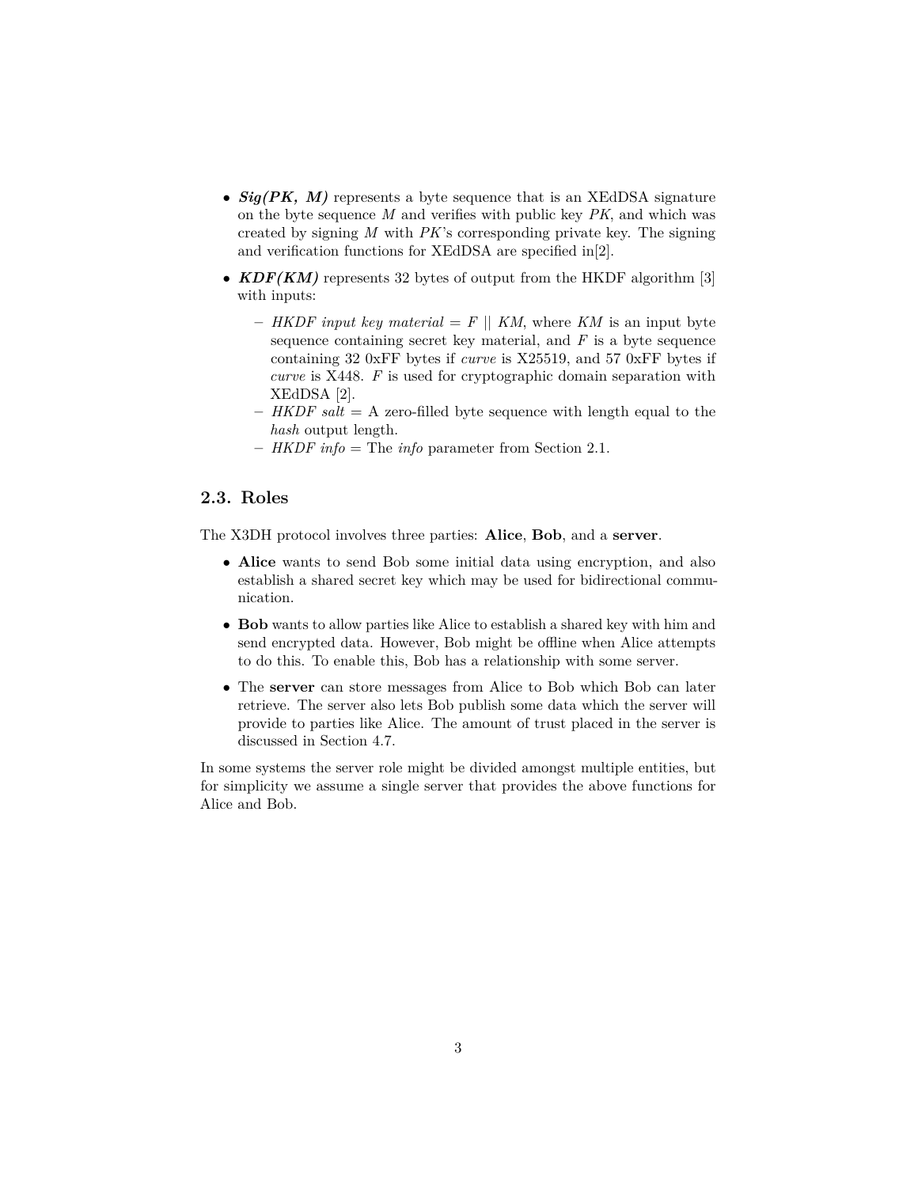- ***Sig(PK, M)*** represents a byte sequence that is an XEdDSA signature on the byte sequence *M* and verifies with public key *PK*, and which was created by signing *M* with *PK*'s corresponding private key. The signing and verification functions for XEdDSA are specified in[2].
- ***KDF(KM)*** represents 32 bytes of output from the HKDF algorithm [3] with inputs:
  - *HKDF input key material* = *F* || *KM*, where *KM* is an input byte sequence containing secret key material, and *F* is a byte sequence containing 32 0xFF bytes if *curve* is X25519, and 57 0xFF bytes if *curve* is X448. *F* is used for cryptographic domain separation with XEdDSA [2].
  - *HKDF salt* = A zero-filled byte sequence with length equal to the *hash* output length.
  - *HKDF info* = The *info* parameter from Section 2.1.

## 2.3. Roles

The X3DH protocol involves three parties: **Alice**, **Bob**, and a **server**.

- **Alice** wants to send Bob some initial data using encryption, and also establish a shared secret key which may be used for bidirectional communication.
- **Bob** wants to allow parties like Alice to establish a shared key with him and send encrypted data. However, Bob might be offline when Alice attempts to do this. To enable this, Bob has a relationship with some server.
- The **server** can store messages from Alice to Bob which Bob can later retrieve. The server also lets Bob publish some data which the server will provide to parties like Alice. The amount of trust placed in the server is discussed in Section 4.7.

In some systems the server role might be divided amongst multiple entities, but for simplicity we assume a single server that provides the above functions for Alice and Bob.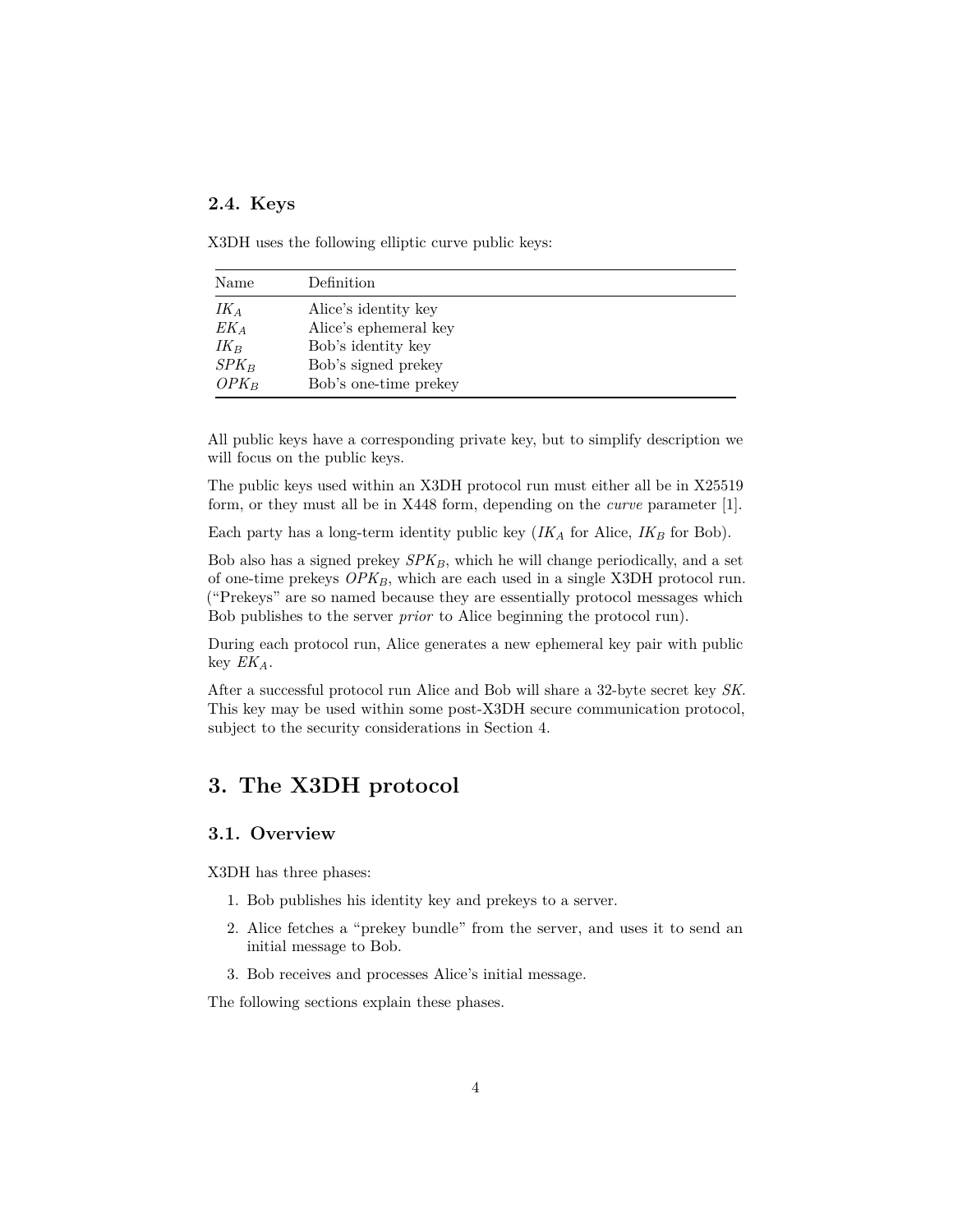### 2.4. Keys

X3DH uses the following elliptic curve public keys:

| Name | Definition |
|---|---|
| $IK_A$ | Alice's identity key |
| $EK_A$ | Alice's ephemeral key |
| $IK_B$ | Bob's identity key |
| $SPK_B$ | Bob's signed prekey |
| $OPK_B$ | Bob's one-time prekey |

All public keys have a corresponding private key, but to simplify description we will focus on the public keys.

The public keys used within an X3DH protocol run must either all be in X25519 form, or they must all be in X448 form, depending on the *curve* parameter [1].

Each party has a long-term identity public key ($IK_A$ for Alice, $IK_B$ for Bob).

Bob also has a signed prekey $SPK_B$, which he will change periodically, and a set of one-time prekeys $OPK_B$, which are each used in a single X3DH protocol run. ("Prekeys" are so named because they are essentially protocol messages which Bob publishes to the server *prior* to Alice beginning the protocol run).

During each protocol run, Alice generates a new ephemeral key pair with public key $EK_A$.

After a successful protocol run Alice and Bob will share a 32-byte secret key *SK*. This key may be used within some post-X3DH secure communication protocol, subject to the security considerations in Section 4.

## 3. The X3DH protocol

### 3.1. Overview

X3DH has three phases:

1. Bob publishes his identity key and prekeys to a server.
2. Alice fetches a "prekey bundle" from the server, and uses it to send an initial message to Bob.
3. Bob receives and processes Alice's initial message.

The following sections explain these phases.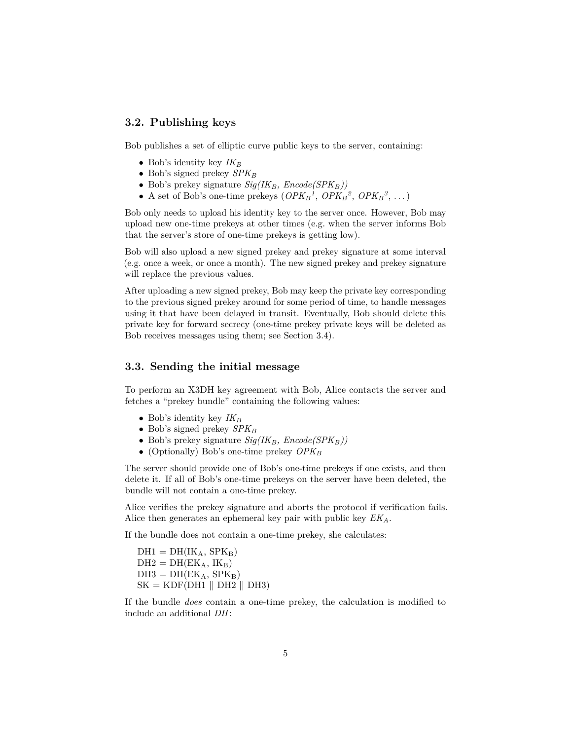### 3.2. Publishing keys

Bob publishes a set of elliptic curve public keys to the server, containing:

- Bob's identity key $IK_B$
- Bob's signed prekey $SPK_B$
- Bob's prekey signature $Sig(IK_B, Encode(SPK_B))$
- A set of Bob's one-time prekeys ($OPK_B^1$, $OPK_B^2$, $OPK_B^3$, ...)

Bob only needs to upload his identity key to the server once. However, Bob may upload new one-time prekeys at other times (e.g. when the server informs Bob that the server's store of one-time prekeys is getting low).

Bob will also upload a new signed prekey and prekey signature at some interval (e.g. once a week, or once a month). The new signed prekey and prekey signature will replace the previous values.

After uploading a new signed prekey, Bob may keep the private key corresponding to the previous signed prekey around for some period of time, to handle messages using it that have been delayed in transit. Eventually, Bob should delete this private key for forward secrecy (one-time prekey private keys will be deleted as Bob receives messages using them; see Section 3.4).

### 3.3. Sending the initial message

To perform an X3DH key agreement with Bob, Alice contacts the server and fetches a "prekey bundle" containing the following values:

- Bob's identity key $IK_B$
- Bob's signed prekey $SPK_B$
- Bob's prekey signature $Sig(IK_B, Encode(SPK_B))$
- (Optionally) Bob's one-time prekey $OPK_B$

The server should provide one of Bob's one-time prekeys if one exists, and then delete it. If all of Bob's one-time prekeys on the server have been deleted, the bundle will not contain a one-time prekey.

Alice verifies the prekey signature and aborts the protocol if verification fails. Alice then generates an ephemeral key pair with public key $EK_A$.

If the bundle does not contain a one-time prekey, she calculates:

$$
\begin{aligned}
\mathrm{DH1} &= \mathrm{DH}(\mathrm{IK_A}, \mathrm{SPK_B}) \\
\mathrm{DH2} &= \mathrm{DH}(\mathrm{EK_A}, \mathrm{IK_B}) \\
\mathrm{DH3} &= \mathrm{DH}(\mathrm{EK_A}, \mathrm{SPK_B}) \\
\mathrm{SK} &= \mathrm{KDF}(\mathrm{DH1} \mathbin{\|} \mathrm{DH2} \mathbin{\|} \mathrm{DH3})
\end{aligned}
$$

If the bundle *does* contain a one-time prekey, the calculation is modified to include an additional $DH$: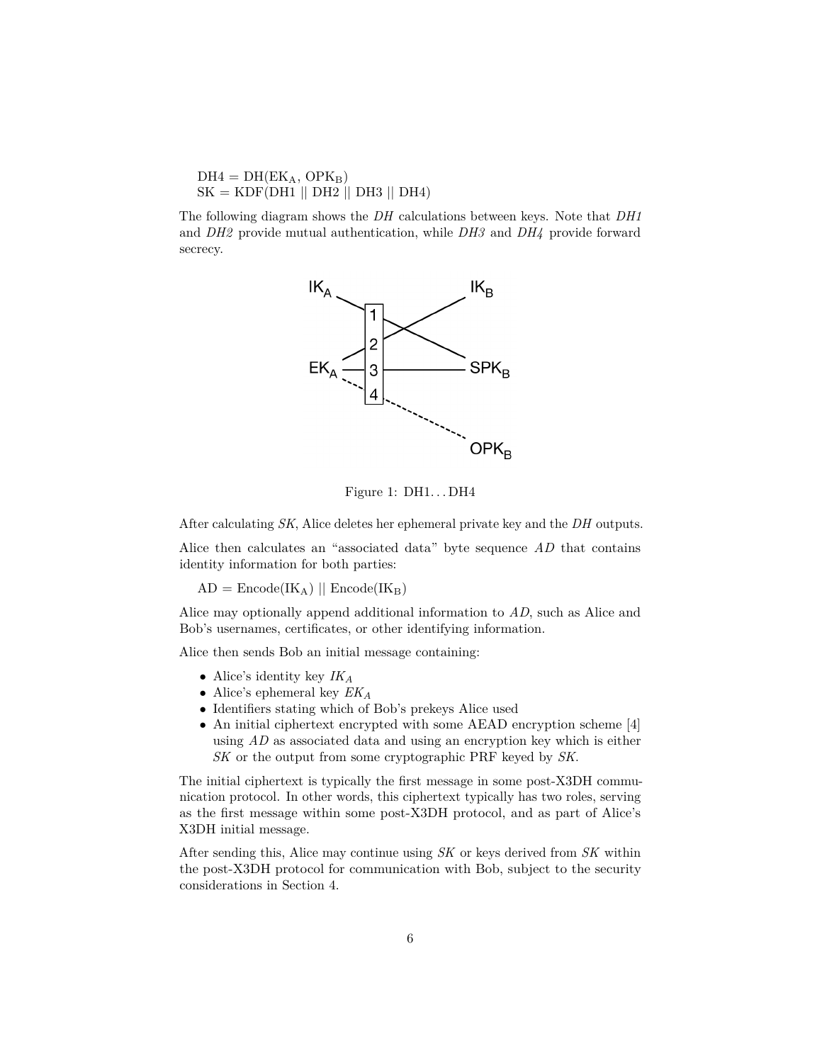$DH4 = DH(EK_A, OPK_B)$
$SK = KDF(DH1 \,||\, DH2 \,||\, DH3 \,||\, DH4)$

The following diagram shows the *DH* calculations between keys. Note that *DH1* and *DH2* provide mutual authentication, while *DH3* and *DH4* provide forward secrecy.

Figure 1: DH1. . . DH4

After calculating *SK*, Alice deletes her ephemeral private key and the *DH* outputs.

Alice then calculates an "associated data" byte sequence *AD* that contains identity information for both parties:

$AD = Encode(IK_A) \,||\, Encode(IK_B)$

Alice may optionally append additional information to *AD*, such as Alice and Bob's usernames, certificates, or other identifying information.

Alice then sends Bob an initial message containing:

- Alice's identity key $IK_A$
- Alice's ephemeral key $EK_A$
- Identifiers stating which of Bob's prekeys Alice used
- An initial ciphertext encrypted with some AEAD encryption scheme [4] using *AD* as associated data and using an encryption key which is either *SK* or the output from some cryptographic PRF keyed by *SK*.

The initial ciphertext is typically the first message in some post-X3DH communication protocol. In other words, this ciphertext typically has two roles, serving as the first message within some post-X3DH protocol, and as part of Alice's X3DH initial message.

After sending this, Alice may continue using *SK* or keys derived from *SK* within the post-X3DH protocol for communication with Bob, subject to the security considerations in Section 4.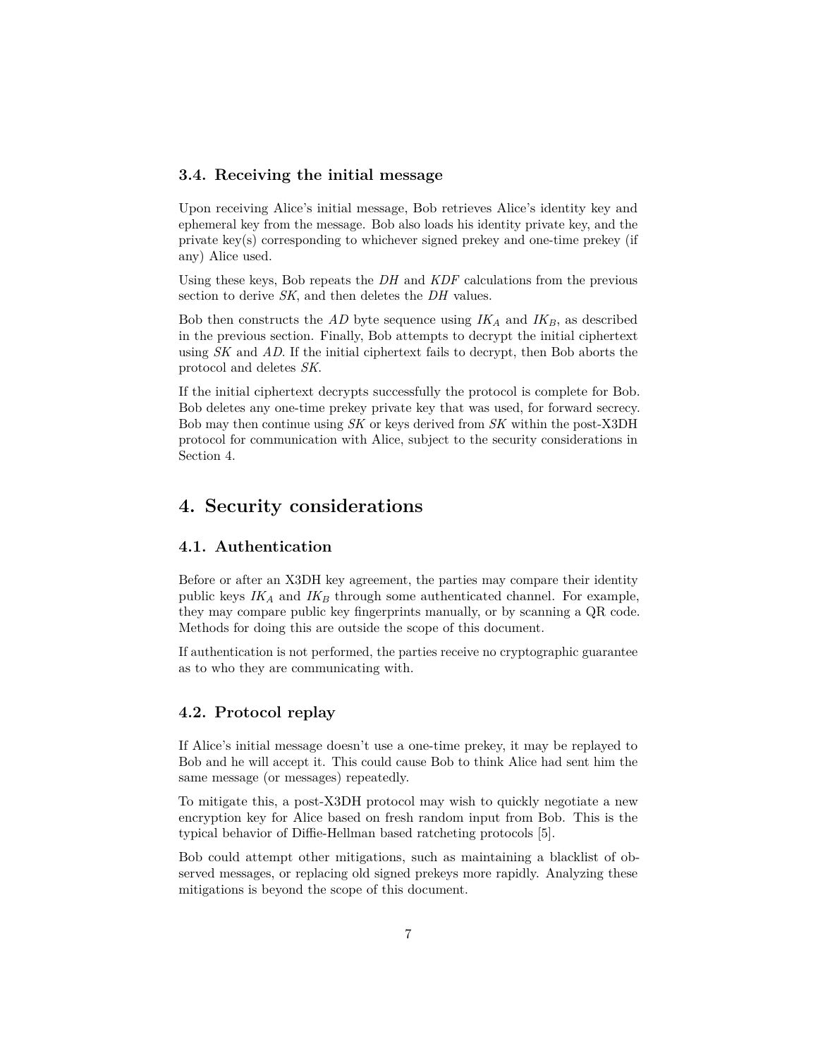### 3.4. Receiving the initial message

Upon receiving Alice's initial message, Bob retrieves Alice's identity key and ephemeral key from the message. Bob also loads his identity private key, and the private key(s) corresponding to whichever signed prekey and one-time prekey (if any) Alice used.

Using these keys, Bob repeats the *DH* and *KDF* calculations from the previous section to derive *SK*, and then deletes the *DH* values.

Bob then constructs the *AD* byte sequence using $IK_A$ and $IK_B$, as described in the previous section. Finally, Bob attempts to decrypt the initial ciphertext using *SK* and *AD*. If the initial ciphertext fails to decrypt, then Bob aborts the protocol and deletes *SK*.

If the initial ciphertext decrypts successfully the protocol is complete for Bob. Bob deletes any one-time prekey private key that was used, for forward secrecy. Bob may then continue using *SK* or keys derived from *SK* within the post-X3DH protocol for communication with Alice, subject to the security considerations in Section 4.

## 4. Security considerations

### 4.1. Authentication

Before or after an X3DH key agreement, the parties may compare their identity public keys $IK_A$ and $IK_B$ through some authenticated channel. For example, they may compare public key fingerprints manually, or by scanning a QR code. Methods for doing this are outside the scope of this document.

If authentication is not performed, the parties receive no cryptographic guarantee as to who they are communicating with.

### 4.2. Protocol replay

If Alice's initial message doesn't use a one-time prekey, it may be replayed to Bob and he will accept it. This could cause Bob to think Alice had sent him the same message (or messages) repeatedly.

To mitigate this, a post-X3DH protocol may wish to quickly negotiate a new encryption key for Alice based on fresh random input from Bob. This is the typical behavior of Diffie-Hellman based ratcheting protocols [5].

Bob could attempt other mitigations, such as maintaining a blacklist of observed messages, or replacing old signed prekeys more rapidly. Analyzing these mitigations is beyond the scope of this document.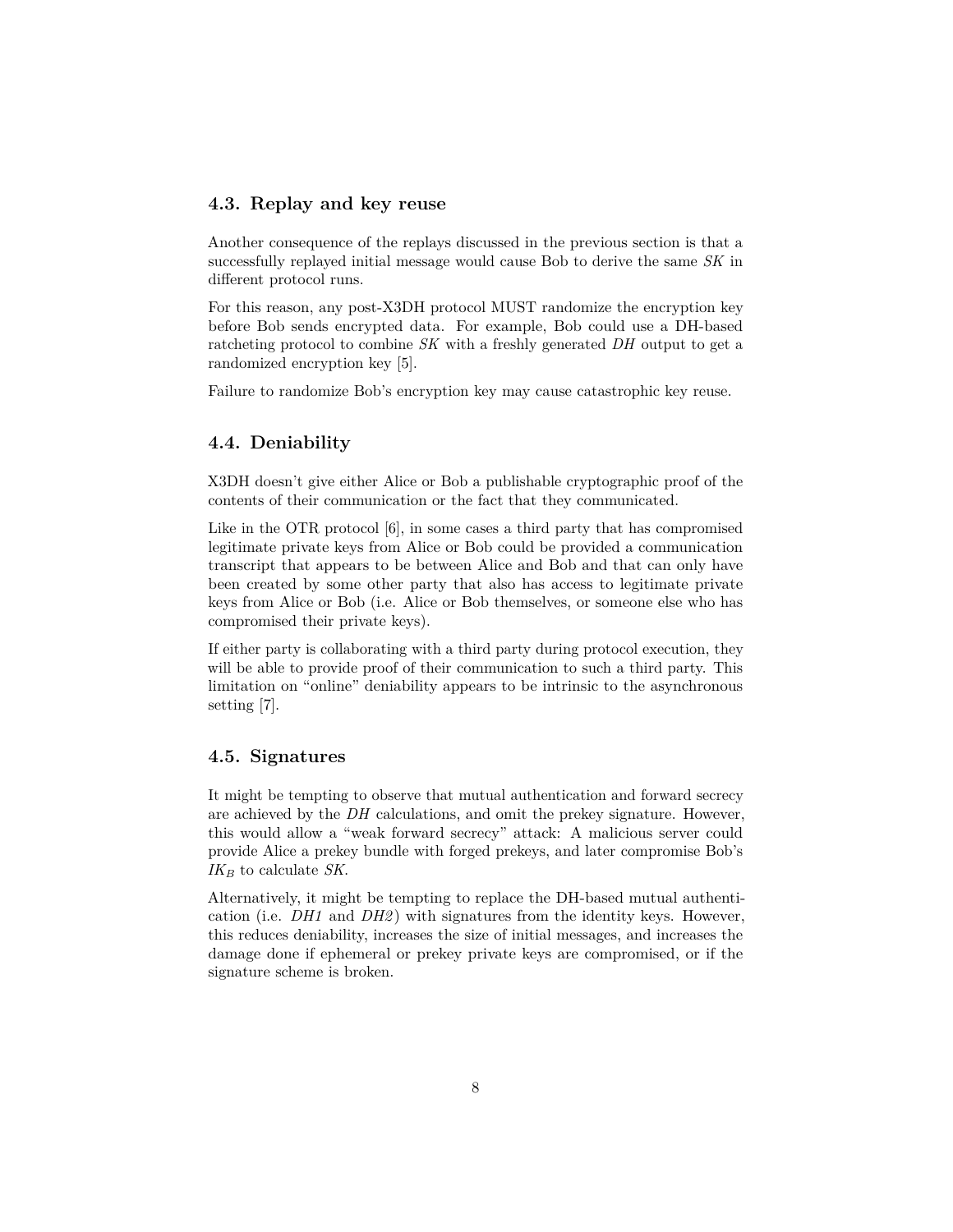### 4.3. Replay and key reuse

Another consequence of the replays discussed in the previous section is that a successfully replayed initial message would cause Bob to derive the same *SK* in different protocol runs.

For this reason, any post-X3DH protocol MUST randomize the encryption key before Bob sends encrypted data. For example, Bob could use a DH-based ratcheting protocol to combine *SK* with a freshly generated *DH* output to get a randomized encryption key [5].

Failure to randomize Bob's encryption key may cause catastrophic key reuse.

### 4.4. Deniability

X3DH doesn't give either Alice or Bob a publishable cryptographic proof of the contents of their communication or the fact that they communicated.

Like in the OTR protocol [6], in some cases a third party that has compromised legitimate private keys from Alice or Bob could be provided a communication transcript that appears to be between Alice and Bob and that can only have been created by some other party that also has access to legitimate private keys from Alice or Bob (i.e. Alice or Bob themselves, or someone else who has compromised their private keys).

If either party is collaborating with a third party during protocol execution, they will be able to provide proof of their communication to such a third party. This limitation on "online" deniability appears to be intrinsic to the asynchronous setting [7].

### 4.5. Signatures

It might be tempting to observe that mutual authentication and forward secrecy are achieved by the *DH* calculations, and omit the prekey signature. However, this would allow a "weak forward secrecy" attack: A malicious server could provide Alice a prekey bundle with forged prekeys, and later compromise Bob's $IK_B$ to calculate *SK*.

Alternatively, it might be tempting to replace the DH-based mutual authentication (i.e. *DH1* and *DH2*) with signatures from the identity keys. However, this reduces deniability, increases the size of initial messages, and increases the damage done if ephemeral or prekey private keys are compromised, or if the signature scheme is broken.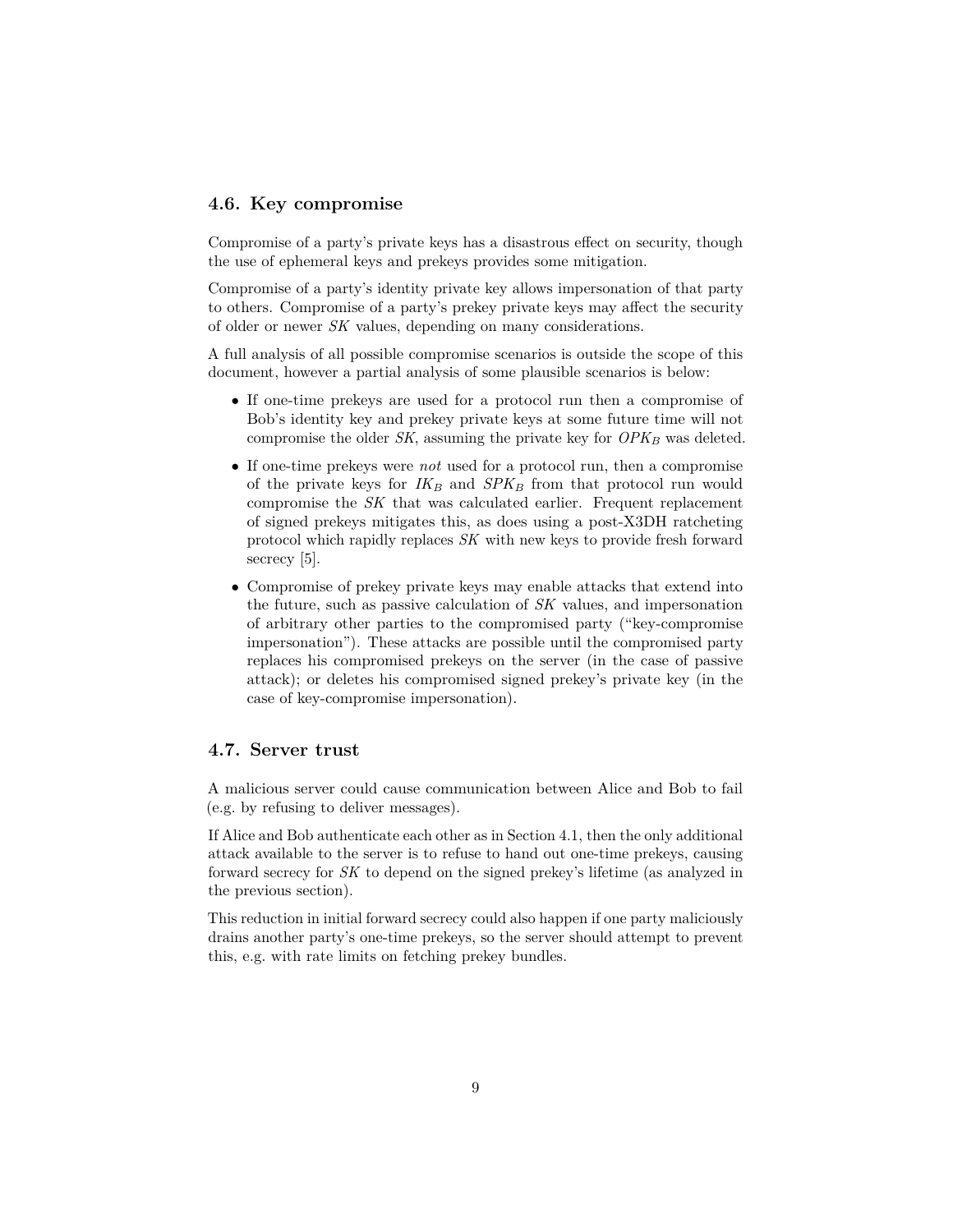### 4.6. Key compromise

Compromise of a party's private keys has a disastrous effect on security, though the use of ephemeral keys and prekeys provides some mitigation.

Compromise of a party's identity private key allows impersonation of that party to others. Compromise of a party's prekey private keys may affect the security of older or newer *SK* values, depending on many considerations.

A full analysis of all possible compromise scenarios is outside the scope of this document, however a partial analysis of some plausible scenarios is below:

- If one-time prekeys are used for a protocol run then a compromise of Bob's identity key and prekey private keys at some future time will not compromise the older *SK*, assuming the private key for $OPK_B$ was deleted.
- If one-time prekeys were *not* used for a protocol run, then a compromise of the private keys for $IK_B$ and $SPK_B$ from that protocol run would compromise the *SK* that was calculated earlier. Frequent replacement of signed prekeys mitigates this, as does using a post-X3DH ratcheting protocol which rapidly replaces *SK* with new keys to provide fresh forward secrecy [5].
- Compromise of prekey private keys may enable attacks that extend into the future, such as passive calculation of *SK* values, and impersonation of arbitrary other parties to the compromised party ("key-compromise impersonation"). These attacks are possible until the compromised party replaces his compromised prekeys on the server (in the case of passive attack); or deletes his compromised signed prekey's private key (in the case of key-compromise impersonation).

### 4.7. Server trust

A malicious server could cause communication between Alice and Bob to fail (e.g. by refusing to deliver messages).

If Alice and Bob authenticate each other as in Section 4.1, then the only additional attack available to the server is to refuse to hand out one-time prekeys, causing forward secrecy for *SK* to depend on the signed prekey's lifetime (as analyzed in the previous section).

This reduction in initial forward secrecy could also happen if one party maliciously drains another party's one-time prekeys, so the server should attempt to prevent this, e.g. with rate limits on fetching prekey bundles.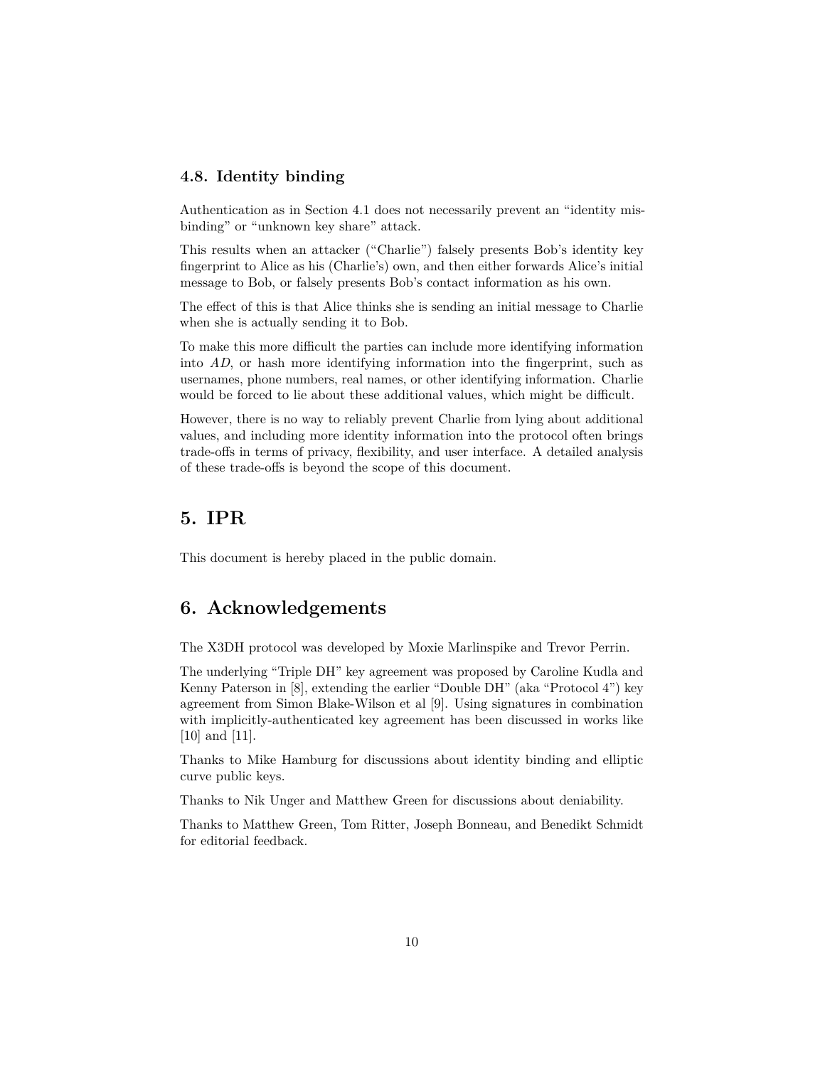### 4.8. Identity binding

Authentication as in Section 4.1 does not necessarily prevent an "identity misbinding" or "unknown key share" attack.

This results when an attacker ("Charlie") falsely presents Bob's identity key fingerprint to Alice as his (Charlie's) own, and then either forwards Alice's initial message to Bob, or falsely presents Bob's contact information as his own.

The effect of this is that Alice thinks she is sending an initial message to Charlie when she is actually sending it to Bob.

To make this more difficult the parties can include more identifying information into *AD*, or hash more identifying information into the fingerprint, such as usernames, phone numbers, real names, or other identifying information. Charlie would be forced to lie about these additional values, which might be difficult.

However, there is no way to reliably prevent Charlie from lying about additional values, and including more identity information into the protocol often brings trade-offs in terms of privacy, flexibility, and user interface. A detailed analysis of these trade-offs is beyond the scope of this document.

## 5. IPR

This document is hereby placed in the public domain.

## 6. Acknowledgements

The X3DH protocol was developed by Moxie Marlinspike and Trevor Perrin.

The underlying "Triple DH" key agreement was proposed by Caroline Kudla and Kenny Paterson in [8], extending the earlier "Double DH" (aka "Protocol 4") key agreement from Simon Blake-Wilson et al [9]. Using signatures in combination with implicitly-authenticated key agreement has been discussed in works like [10] and [11].

Thanks to Mike Hamburg for discussions about identity binding and elliptic curve public keys.

Thanks to Nik Unger and Matthew Green for discussions about deniability.

Thanks to Matthew Green, Tom Ritter, Joseph Bonneau, and Benedikt Schmidt for editorial feedback.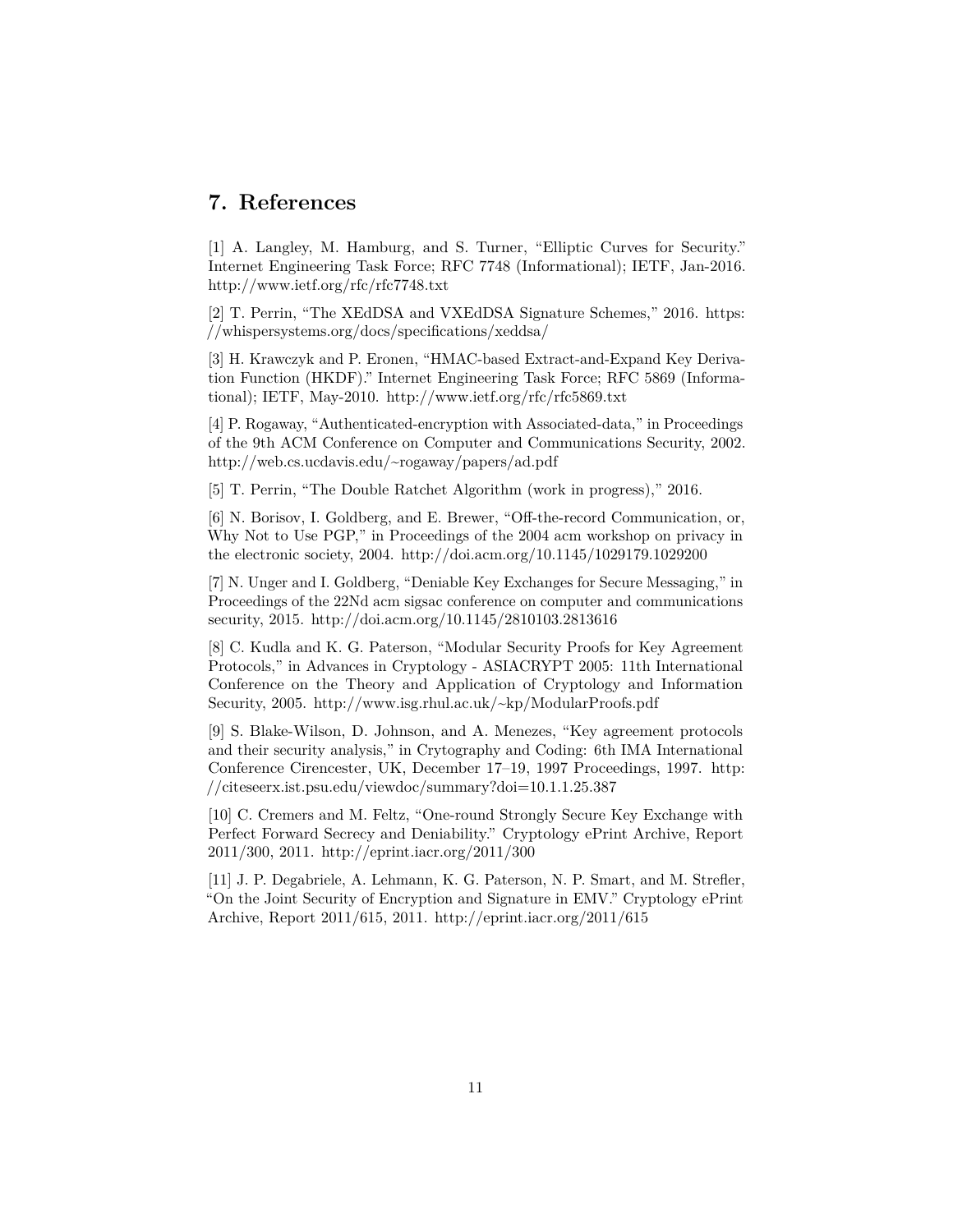## 7. References

[1] A. Langley, M. Hamburg, and S. Turner, "Elliptic Curves for Security." Internet Engineering Task Force; RFC 7748 (Informational); IETF, Jan-2016. http://www.ietf.org/rfc/rfc7748.txt

[2] T. Perrin, "The XEdDSA and VXEdDSA Signature Schemes," 2016. https://whispersystems.org/docs/specifications/xeddsa/

[3] H. Krawczyk and P. Eronen, "HMAC-based Extract-and-Expand Key Derivation Function (HKDF)." Internet Engineering Task Force; RFC 5869 (Informational); IETF, May-2010. http://www.ietf.org/rfc/rfc5869.txt

[4] P. Rogaway, "Authenticated-encryption with Associated-data," in Proceedings of the 9th ACM Conference on Computer and Communications Security, 2002. http://web.cs.ucdavis.edu/~rogaway/papers/ad.pdf

[5] T. Perrin, "The Double Ratchet Algorithm (work in progress)," 2016.

[6] N. Borisov, I. Goldberg, and E. Brewer, "Off-the-record Communication, or, Why Not to Use PGP," in Proceedings of the 2004 acm workshop on privacy in the electronic society, 2004. http://doi.acm.org/10.1145/1029179.1029200

[7] N. Unger and I. Goldberg, "Deniable Key Exchanges for Secure Messaging," in Proceedings of the 22Nd acm sigsac conference on computer and communications security, 2015. http://doi.acm.org/10.1145/2810103.2813616

[8] C. Kudla and K. G. Paterson, "Modular Security Proofs for Key Agreement Protocols," in Advances in Cryptology - ASIACRYPT 2005: 11th International Conference on the Theory and Application of Cryptology and Information Security, 2005. http://www.isg.rhul.ac.uk/~kp/ModularProofs.pdf

[9] S. Blake-Wilson, D. Johnson, and A. Menezes, "Key agreement protocols and their security analysis," in Crytography and Coding: 6th IMA International Conference Cirencester, UK, December 17–19, 1997 Proceedings, 1997. http://citeseerx.ist.psu.edu/viewdoc/summary?doi=10.1.1.25.387

[10] C. Cremers and M. Feltz, "One-round Strongly Secure Key Exchange with Perfect Forward Secrecy and Deniability." Cryptology ePrint Archive, Report 2011/300, 2011. http://eprint.iacr.org/2011/300

[11] J. P. Degabriele, A. Lehmann, K. G. Paterson, N. P. Smart, and M. Strefler, "On the Joint Security of Encryption and Signature in EMV." Cryptology ePrint Archive, Report 2011/615, 2011. http://eprint.iacr.org/2011/615